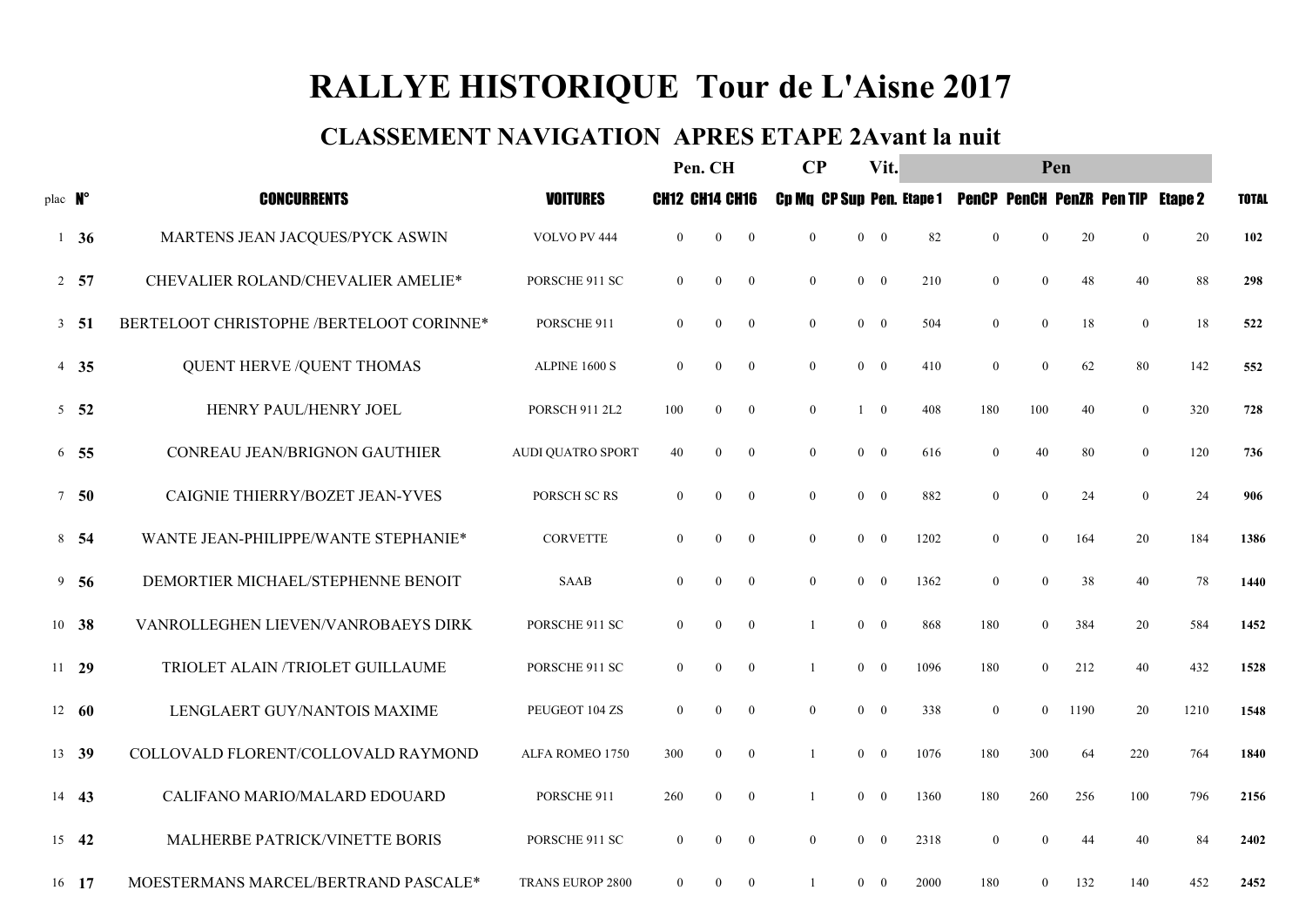# RALLYE HISTORIQUE Tour de L'Aisne 2017

## CLASSEMENT NAVIGATION APRES ETAPE 2Avant la nuit

| | | | | Pen. CH | | | CP | | Vit. | | Pen | | | | | |
|---|---|---|---|---|---|---|---|---|---|---|---|---|---|---|---|---|
| plac | N° | CONCURRENTS | VOITURES | CH12 | CH14 | CH16 | Cp Mq | CP Sup | Pen. | Etape 1 | PenCP | PenCH | PenZR | Pen TIP | Etape 2 | TOTAL |
| 1 | 36 | MARTENS JEAN JACQUES/PYCK ASWIN | VOLVO PV 444 | 0 | 0 | 0 | 0 | 0 | 0 | 82 | 0 | 0 | 20 | 0 | 20 | 102 |
| 2 | 57 | CHEVALIER ROLAND/CHEVALIER AMELIE* | PORSCHE 911 SC | 0 | 0 | 0 | 0 | 0 | 0 | 210 | 0 | 0 | 48 | 40 | 88 | 298 |
| 3 | 51 | BERTELOOT CHRISTOPHE /BERTELOOT CORINNE* | PORSCHE 911 | 0 | 0 | 0 | 0 | 0 | 0 | 504 | 0 | 0 | 18 | 0 | 18 | 522 |
| 4 | 35 | QUENT HERVE /QUENT THOMAS | ALPINE 1600 S | 0 | 0 | 0 | 0 | 0 | 0 | 410 | 0 | 0 | 62 | 80 | 142 | 552 |
| 5 | 52 | HENRY PAUL/HENRY JOEL | PORSCH 911 2L2 | 100 | 0 | 0 | 0 | 1 | 0 | 408 | 180 | 100 | 40 | 0 | 320 | 728 |
| 6 | 55 | CONREAU JEAN/BRIGNON GAUTHIER | AUDI QUATRO SPORT | 40 | 0 | 0 | 0 | 0 | 0 | 616 | 0 | 40 | 80 | 0 | 120 | 736 |
| 7 | 50 | CAIGNIE THIERRY/BOZET JEAN-YVES | PORSCH SC RS | 0 | 0 | 0 | 0 | 0 | 0 | 882 | 0 | 0 | 24 | 0 | 24 | 906 |
| 8 | 54 | WANTE JEAN-PHILIPPE/WANTE STEPHANIE* | CORVETTE | 0 | 0 | 0 | 0 | 0 | 0 | 1202 | 0 | 0 | 164 | 20 | 184 | 1386 |
| 9 | 56 | DEMORTIER MICHAEL/STEPHENNE BENOIT | SAAB | 0 | 0 | 0 | 0 | 0 | 0 | 1362 | 0 | 0 | 38 | 40 | 78 | 1440 |
| 10 | 38 | VANROLLEGHEN LIEVEN/VANROBAEYS DIRK | PORSCHE 911 SC | 0 | 0 | 0 | 1 | 0 | 0 | 868 | 180 | 0 | 384 | 20 | 584 | 1452 |
| 11 | 29 | TRIOLET ALAIN /TRIOLET GUILLAUME | PORSCHE 911 SC | 0 | 0 | 0 | 1 | 0 | 0 | 1096 | 180 | 0 | 212 | 40 | 432 | 1528 |
| 12 | 60 | LENGLAERT GUY/NANTOIS MAXIME | PEUGEOT 104 ZS | 0 | 0 | 0 | 0 | 0 | 0 | 338 | 0 | 0 | 1190 | 20 | 1210 | 1548 |
| 13 | 39 | COLLOVALD FLORENT/COLLOVALD RAYMOND | ALFA ROMEO 1750 | 300 | 0 | 0 | 1 | 0 | 0 | 1076 | 180 | 300 | 64 | 220 | 764 | 1840 |
| 14 | 43 | CALIFANO MARIO/MALARD EDOUARD | PORSCHE 911 | 260 | 0 | 0 | 1 | 0 | 0 | 1360 | 180 | 260 | 256 | 100 | 796 | 2156 |
| 15 | 42 | MALHERBE PATRICK/VINETTE BORIS | PORSCHE 911 SC | 0 | 0 | 0 | 0 | 0 | 0 | 2318 | 0 | 0 | 44 | 40 | 84 | 2402 |
| 16 | 17 | MOESTERMANS MARCEL/BERTRAND PASCALE* | TRANS EUROP 2800 | 0 | 0 | 0 | 1 | 0 | 0 | 2000 | 180 | 0 | 132 | 140 | 452 | 2452 |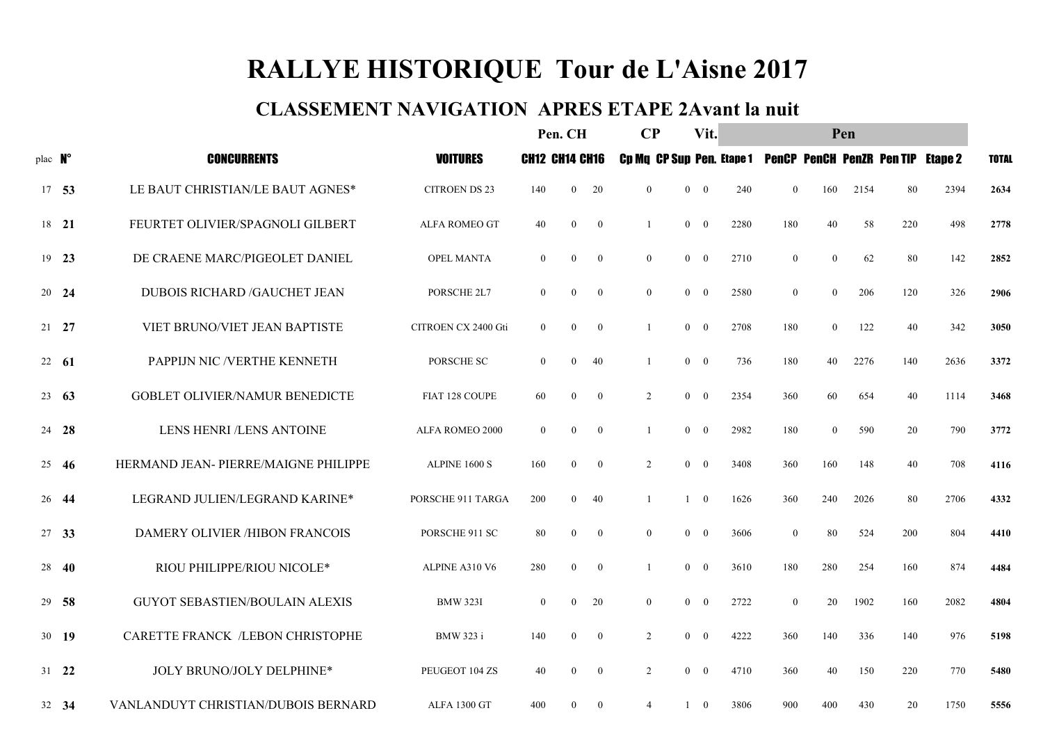# RALLYE HISTORIQUE Tour de L'Aisne 2017

## CLASSEMENT NAVIGATION APRES ETAPE 2Avant la nuit

| | | | | Pen. CH | | | CP | | Vit. | | Pen | | | | | |
|---|---|---|---|---|---|---|---|---|---|---|---|---|---|---|---|---|
| plac | N° | CONCURRENTS | VOITURES | CH12 | CH14 | CH16 | Cp Mq | CP Sup | Pen. | Etape 1 | PenCP | PenCH | PenZR | Pen TIP | Etape 2 | TOTAL |
| 17 | 53 | LE BAUT CHRISTIAN/LE BAUT AGNES* | CITROEN DS 23 | 140 | 0 | 20 | 0 | 0 | 0 | 240 | 0 | 160 | 2154 | 80 | 2394 | 2634 |
| 18 | 21 | FEURTET OLIVIER/SPAGNOLI GILBERT | ALFA ROMEO GT | 40 | 0 | 0 | 1 | 0 | 0 | 2280 | 180 | 40 | 58 | 220 | 498 | 2778 |
| 19 | 23 | DE CRAENE MARC/PIGEOLET DANIEL | OPEL MANTA | 0 | 0 | 0 | 0 | 0 | 0 | 2710 | 0 | 0 | 62 | 80 | 142 | 2852 |
| 20 | 24 | DUBOIS RICHARD /GAUCHET JEAN | PORSCHE 2L7 | 0 | 0 | 0 | 0 | 0 | 0 | 2580 | 0 | 0 | 206 | 120 | 326 | 2906 |
| 21 | 27 | VIET BRUNO/VIET JEAN BAPTISTE | CITROEN CX 2400 Gti | 0 | 0 | 0 | 1 | 0 | 0 | 2708 | 180 | 0 | 122 | 40 | 342 | 3050 |
| 22 | 61 | PAPPIJN NIC /VERTHE KENNETH | PORSCHE SC | 0 | 0 | 40 | 1 | 0 | 0 | 736 | 180 | 40 | 2276 | 140 | 2636 | 3372 |
| 23 | 63 | GOBLET OLIVIER/NAMUR BENEDICTE | FIAT 128 COUPE | 60 | 0 | 0 | 2 | 0 | 0 | 2354 | 360 | 60 | 654 | 40 | 1114 | 3468 |
| 24 | 28 | LENS HENRI /LENS ANTOINE | ALFA ROMEO 2000 | 0 | 0 | 0 | 1 | 0 | 0 | 2982 | 180 | 0 | 590 | 20 | 790 | 3772 |
| 25 | 46 | HERMAND JEAN- PIERRE/MAIGNE PHILIPPE | ALPINE 1600 S | 160 | 0 | 0 | 2 | 0 | 0 | 3408 | 360 | 160 | 148 | 40 | 708 | 4116 |
| 26 | 44 | LEGRAND JULIEN/LEGRAND KARINE* | PORSCHE 911 TARGA | 200 | 0 | 40 | 1 | 1 | 0 | 1626 | 360 | 240 | 2026 | 80 | 2706 | 4332 |
| 27 | 33 | DAMERY OLIVIER /HIBON FRANCOIS | PORSCHE 911 SC | 80 | 0 | 0 | 0 | 0 | 0 | 3606 | 0 | 80 | 524 | 200 | 804 | 4410 |
| 28 | 40 | RIOU PHILIPPE/RIOU NICOLE* | ALPINE A310 V6 | 280 | 0 | 0 | 1 | 0 | 0 | 3610 | 180 | 280 | 254 | 160 | 874 | 4484 |
| 29 | 58 | GUYOT SEBASTIEN/BOULAIN ALEXIS | BMW 323I | 0 | 0 | 20 | 0 | 0 | 0 | 2722 | 0 | 20 | 1902 | 160 | 2082 | 4804 |
| 30 | 19 | CARETTE FRANCK /LEBON CHRISTOPHE | BMW 323 i | 140 | 0 | 0 | 2 | 0 | 0 | 4222 | 360 | 140 | 336 | 140 | 976 | 5198 |
| 31 | 22 | JOLY BRUNO/JOLY DELPHINE* | PEUGEOT 104 ZS | 40 | 0 | 0 | 2 | 0 | 0 | 4710 | 360 | 40 | 150 | 220 | 770 | 5480 |
| 32 | 34 | VANLANDUYT CHRISTIAN/DUBOIS BERNARD | ALFA 1300 GT | 400 | 0 | 0 | 4 | 1 | 0 | 3806 | 900 | 400 | 430 | 20 | 1750 | 5556 |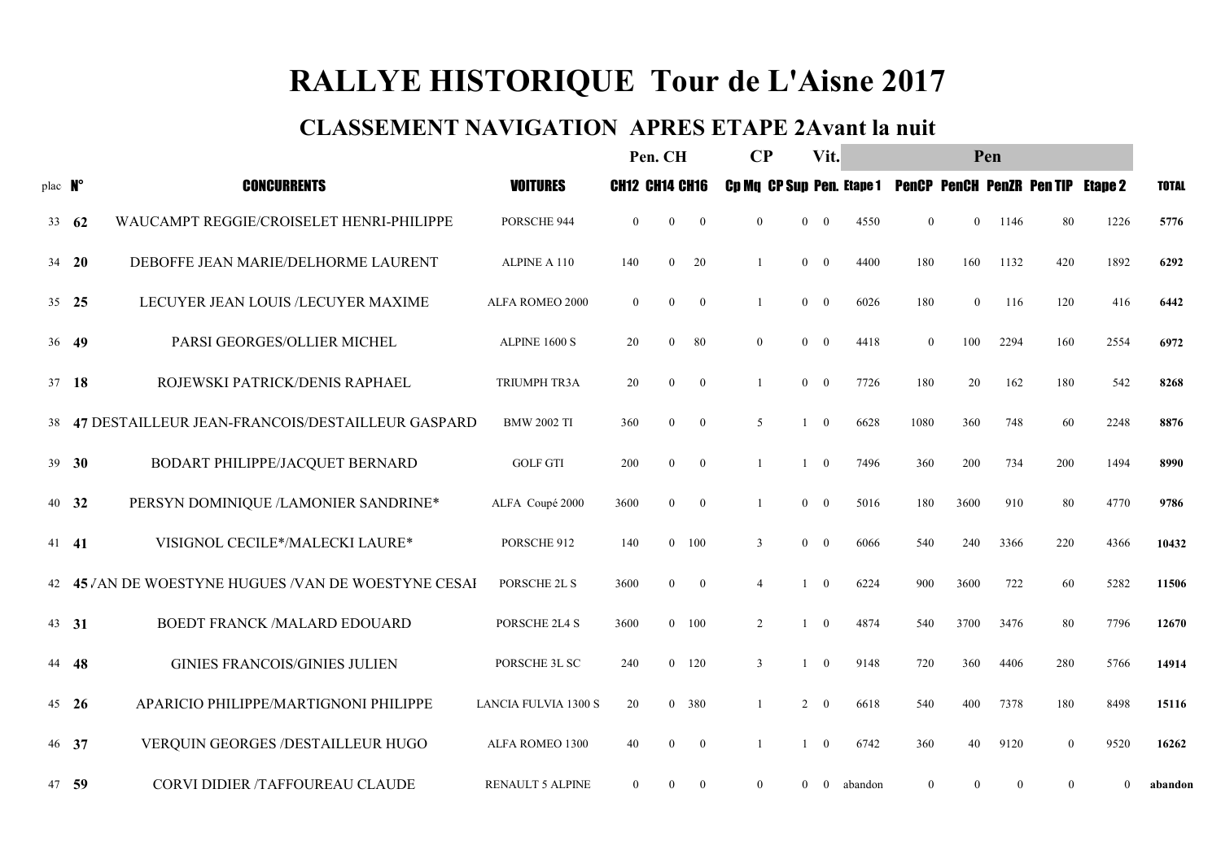# RALLYE HISTORIQUE Tour de L'Aisne 2017

## CLASSEMENT NAVIGATION APRES ETAPE 2Avant la nuit

| | | | | Pen. CH | | | CP | | Vit. | | Pen | | | | | |
|---|---|---|---|---|---|---|---|---|---|---|---|---|---|---|---|---|
| plac | N° | CONCURRENTS | VOITURES | CH12 | CH14 | CH16 | Cp Mq | CP Sup | Pen. | Etape 1 | PenCP | PenCH | PenZR | Pen TIP | Etape 2 | TOTAL |
| 33 | 62 | WAUCAMPT REGGIE/CROISELET HENRI-PHILIPPE | PORSCHE 944 | 0 | 0 | 0 | 0 | 0 | 0 | 4550 | 0 | 0 | 1146 | 80 | 1226 | 5776 |
| 34 | 20 | DEBOFFE JEAN MARIE/DELHORME LAURENT | ALPINE A 110 | 140 | 0 | 20 | 1 | 0 | 0 | 4400 | 180 | 160 | 1132 | 420 | 1892 | 6292 |
| 35 | 25 | LECUYER JEAN LOUIS /LECUYER MAXIME | ALFA ROMEO 2000 | 0 | 0 | 0 | 1 | 0 | 0 | 6026 | 180 | 0 | 116 | 120 | 416 | 6442 |
| 36 | 49 | PARSI GEORGES/OLLIER MICHEL | ALPINE 1600 S | 20 | 0 | 80 | 0 | 0 | 0 | 4418 | 0 | 100 | 2294 | 160 | 2554 | 6972 |
| 37 | 18 | ROJEWSKI PATRICK/DENIS RAPHAEL | TRIUMPH TR3A | 20 | 0 | 0 | 1 | 0 | 0 | 7726 | 180 | 20 | 162 | 180 | 542 | 8268 |
| 38 | 47 | DESTAILLEUR JEAN-FRANCOIS/DESTAILLEUR GASPARD | BMW 2002 TI | 360 | 0 | 0 | 5 | 1 | 0 | 6628 | 1080 | 360 | 748 | 60 | 2248 | 8876 |
| 39 | 30 | BODART PHILIPPE/JACQUET BERNARD | GOLF GTI | 200 | 0 | 0 | 1 | 1 | 0 | 7496 | 360 | 200 | 734 | 200 | 1494 | 8990 |
| 40 | 32 | PERSYN DOMINIQUE /LAMONIER SANDRINE* | ALFA Coupé 2000 | 3600 | 0 | 0 | 1 | 0 | 0 | 5016 | 180 | 3600 | 910 | 80 | 4770 | 9786 |
| 41 | 41 | VISIGNOL CECILE*/MALECKI LAURE* | PORSCHE 912 | 140 | 0 | 100 | 3 | 0 | 0 | 6066 | 540 | 240 | 3366 | 220 | 4366 | 10432 |
| 42 | 45 | VAN DE WOESTYNE HUGUES /VAN DE WOESTYNE CESAI | PORSCHE 2L S | 3600 | 0 | 0 | 4 | 1 | 0 | 6224 | 900 | 3600 | 722 | 60 | 5282 | 11506 |
| 43 | 31 | BOEDT FRANCK /MALARD EDOUARD | PORSCHE 2L4 S | 3600 | 0 | 100 | 2 | 1 | 0 | 4874 | 540 | 3700 | 3476 | 80 | 7796 | 12670 |
| 44 | 48 | GINIES FRANCOIS/GINIES JULIEN | PORSCHE 3L SC | 240 | 0 | 120 | 3 | 1 | 0 | 9148 | 720 | 360 | 4406 | 280 | 5766 | 14914 |
| 45 | 26 | APARICIO PHILIPPE/MARTIGNONI PHILIPPE | LANCIA FULVIA 1300 S | 20 | 0 | 380 | 1 | 2 | 0 | 6618 | 540 | 400 | 7378 | 180 | 8498 | 15116 |
| 46 | 37 | VERQUIN GEORGES /DESTAILLEUR HUGO | ALFA ROMEO 1300 | 40 | 0 | 0 | 1 | 1 | 0 | 6742 | 360 | 40 | 9120 | 0 | 9520 | 16262 |
| 47 | 59 | CORVI DIDIER /TAFFOUREAU CLAUDE | RENAULT 5 ALPINE | 0 | 0 | 0 | 0 | 0 | 0 | abandon | 0 | 0 | 0 | 0 | 0 | abandon |